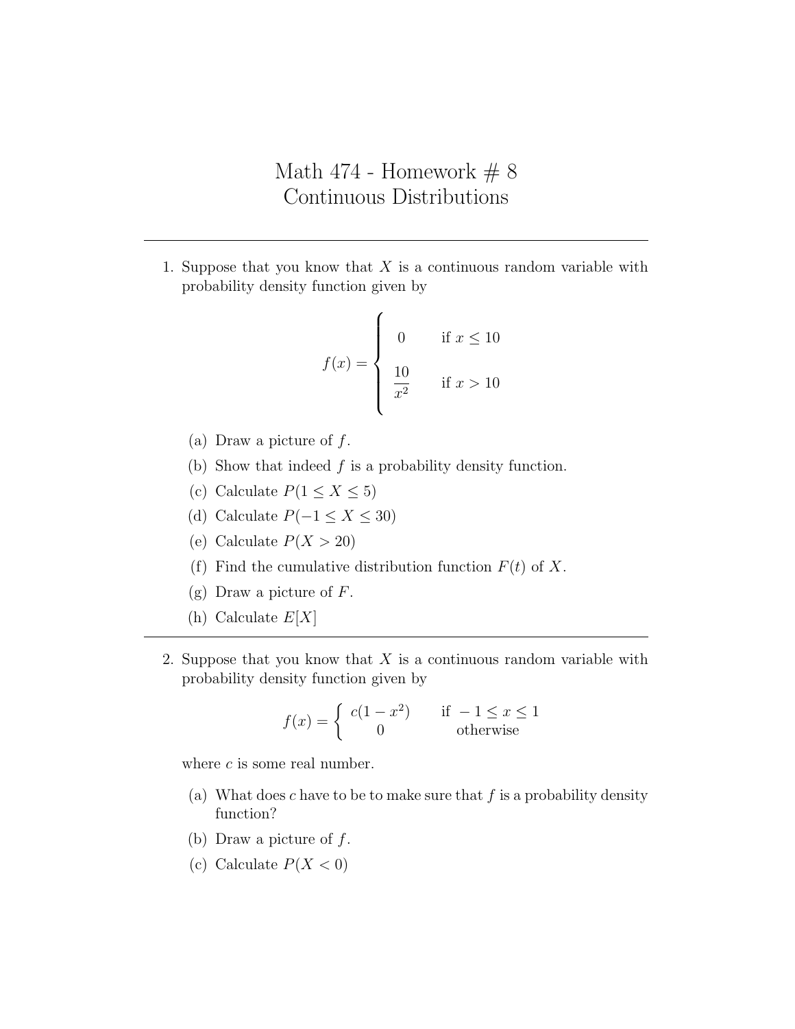# Math 474 - Homework # 8
# Continuous Distributions

---

1. Suppose that you know that $X$ is a continuous random variable with probability density function given by

$$f(x) = \begin{cases} 0 & \text{if } x \leq 10 \\ \dfrac{10}{x^2} & \text{if } x > 10 \end{cases}$$

   (a) Draw a picture of $f$.

   (b) Show that indeed $f$ is a probability density function.

   (c) Calculate $P(1 \leq X \leq 5)$

   (d) Calculate $P(-1 \leq X \leq 30)$

   (e) Calculate $P(X > 20)$

   (f) Find the cumulative distribution function $F(t)$ of $X$.

   (g) Draw a picture of $F$.

   (h) Calculate $E[X]$

---

2. Suppose that you know that $X$ is a continuous random variable with probability density function given by

$$f(x) = \begin{cases} c(1 - x^2) & \text{if } -1 \leq x \leq 1 \\ 0 & \text{otherwise} \end{cases}$$

   where $c$ is some real number.

   (a) What does $c$ have to be to make sure that $f$ is a probability density function?

   (b) Draw a picture of $f$.

   (c) Calculate $P(X < 0)$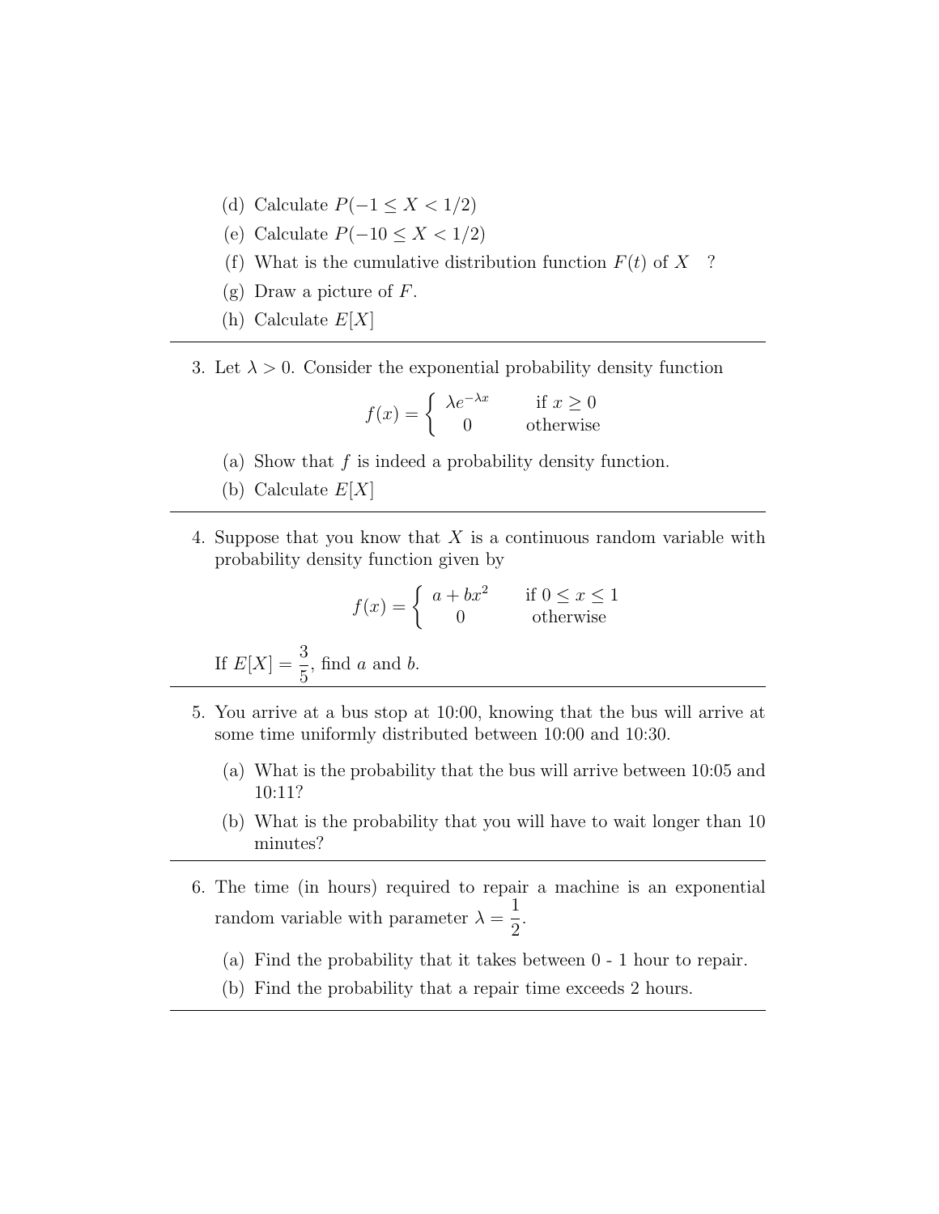(d) Calculate $P(-1 \leq X < 1/2)$

(e) Calculate $P(-10 \leq X < 1/2)$

(f) What is the cumulative distribution function $F(t)$ of $X$ ?

(g) Draw a picture of $F$.

(h) Calculate $E[X]$

---

3. Let $\lambda > 0$. Consider the exponential probability density function

$$f(x) = \begin{cases} \lambda e^{-\lambda x} & \text{if } x \geq 0 \\ 0 & \text{otherwise} \end{cases}$$

(a) Show that $f$ is indeed a probability density function.

(b) Calculate $E[X]$

---

4. Suppose that you know that $X$ is a continuous random variable with probability density function given by

$$f(x) = \begin{cases} a + bx^2 & \text{if } 0 \leq x \leq 1 \\ 0 & \text{otherwise} \end{cases}$$

If $E[X] = \dfrac{3}{5}$, find $a$ and $b$.

---

5. You arrive at a bus stop at 10:00, knowing that the bus will arrive at some time uniformly distributed between 10:00 and 10:30.

(a) What is the probability that the bus will arrive between 10:05 and 10:11?

(b) What is the probability that you will have to wait longer than 10 minutes?

---

6. The time (in hours) required to repair a machine is an exponential random variable with parameter $\lambda = \dfrac{1}{2}$.

(a) Find the probability that it takes between 0 - 1 hour to repair.

(b) Find the probability that a repair time exceeds 2 hours.

---